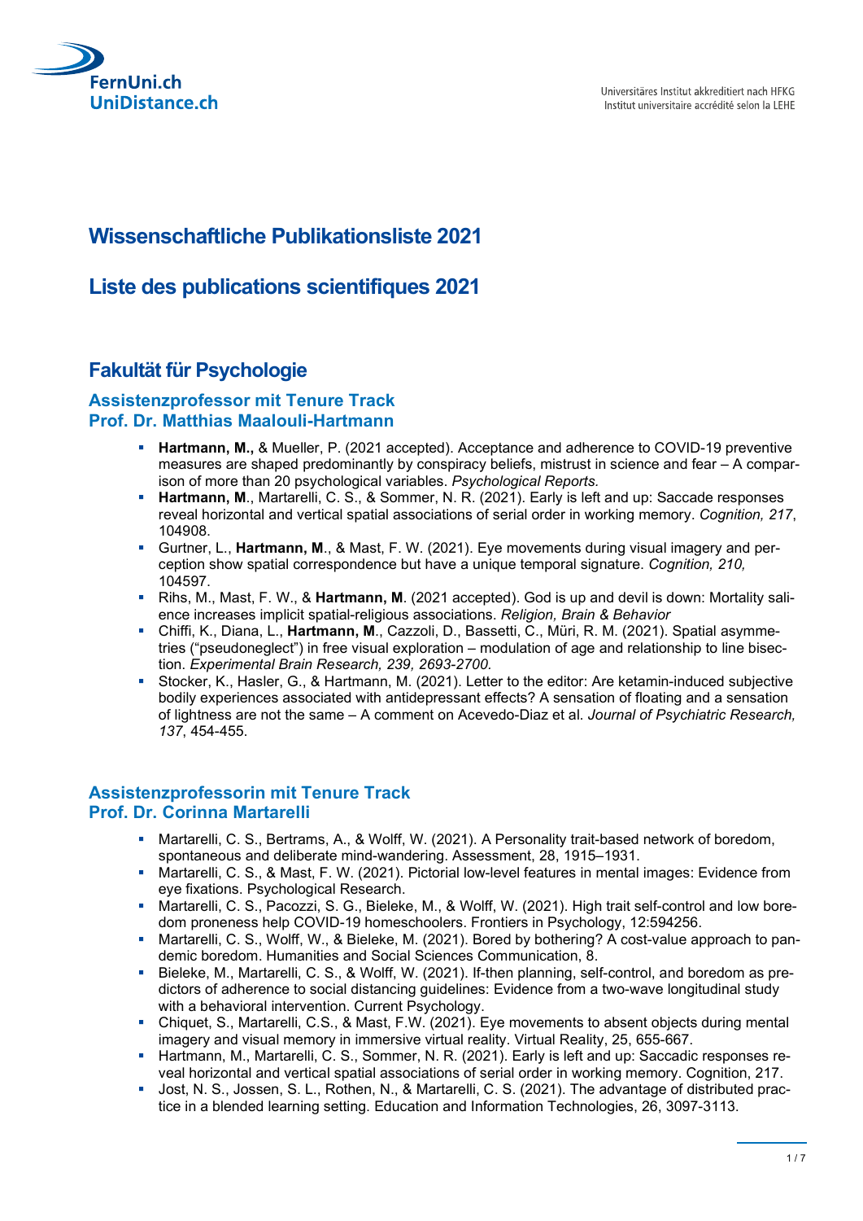FernUni.ch
UniDistance.ch

Universitäres Institut akkreditiert nach HFKG
Institut universitaire accrédité selon la LEHE

# Wissenschaftliche Publikationsliste 2021

# Liste des publications scientifiques 2021

## Fakultät für Psychologie

### Assistenzprofessor mit Tenure Track
### Prof. Dr. Matthias Maalouli-Hartmann

- **Hartmann, M.,** & Mueller, P. (2021 accepted). Acceptance and adherence to COVID-19 preventive measures are shaped predominantly by conspiracy beliefs, mistrust in science and fear – A comparison of more than 20 psychological variables. *Psychological Reports.*
- **Hartmann, M**., Martarelli, C. S., & Sommer, N. R. (2021). Early is left and up: Saccade responses reveal horizontal and vertical spatial associations of serial order in working memory. *Cognition, 217*, 104908.
- Gurtner, L., **Hartmann, M**., & Mast, F. W. (2021). Eye movements during visual imagery and perception show spatial correspondence but have a unique temporal signature. *Cognition, 210,* 104597.
- Rihs, M., Mast, F. W., & **Hartmann, M**. (2021 accepted). God is up and devil is down: Mortality salience increases implicit spatial-religious associations. *Religion, Brain & Behavior*
- Chiffi, K., Diana, L., **Hartmann, M**., Cazzoli, D., Bassetti, C., Müri, R. M. (2021). Spatial asymmetries ("pseudoneglect") in free visual exploration – modulation of age and relationship to line bisection. *Experimental Brain Research, 239, 2693-2700.*
- Stocker, K., Hasler, G., & Hartmann, M. (2021). Letter to the editor: Are ketamin-induced subjective bodily experiences associated with antidepressant effects? A sensation of floating and a sensation of lightness are not the same – A comment on Acevedo-Diaz et al. *Journal of Psychiatric Research, 137*, 454-455.

### Assistenzprofessorin mit Tenure Track
### Prof. Dr. Corinna Martarelli

- Martarelli, C. S., Bertrams, A., & Wolff, W. (2021). A Personality trait-based network of boredom, spontaneous and deliberate mind-wandering. Assessment, 28, 1915–1931.
- Martarelli, C. S., & Mast, F. W. (2021). Pictorial low-level features in mental images: Evidence from eye fixations. Psychological Research.
- Martarelli, C. S., Pacozzi, S. G., Bieleke, M., & Wolff, W. (2021). High trait self-control and low boredom proneness help COVID-19 homeschoolers. Frontiers in Psychology, 12:594256.
- Martarelli, C. S., Wolff, W., & Bieleke, M. (2021). Bored by bothering? A cost-value approach to pandemic boredom. Humanities and Social Sciences Communication, 8.
- Bieleke, M., Martarelli, C. S., & Wolff, W. (2021). If-then planning, self-control, and boredom as predictors of adherence to social distancing guidelines: Evidence from a two-wave longitudinal study with a behavioral intervention. Current Psychology.
- Chiquet, S., Martarelli, C.S., & Mast, F.W. (2021). Eye movements to absent objects during mental imagery and visual memory in immersive virtual reality. Virtual Reality, 25, 655-667.
- Hartmann, M., Martarelli, C. S., Sommer, N. R. (2021). Early is left and up: Saccadic responses reveal horizontal and vertical spatial associations of serial order in working memory. Cognition, 217.
- Jost, N. S., Jossen, S. L., Rothen, N., & Martarelli, C. S. (2021). The advantage of distributed practice in a blended learning setting. Education and Information Technologies, 26, 3097-3113.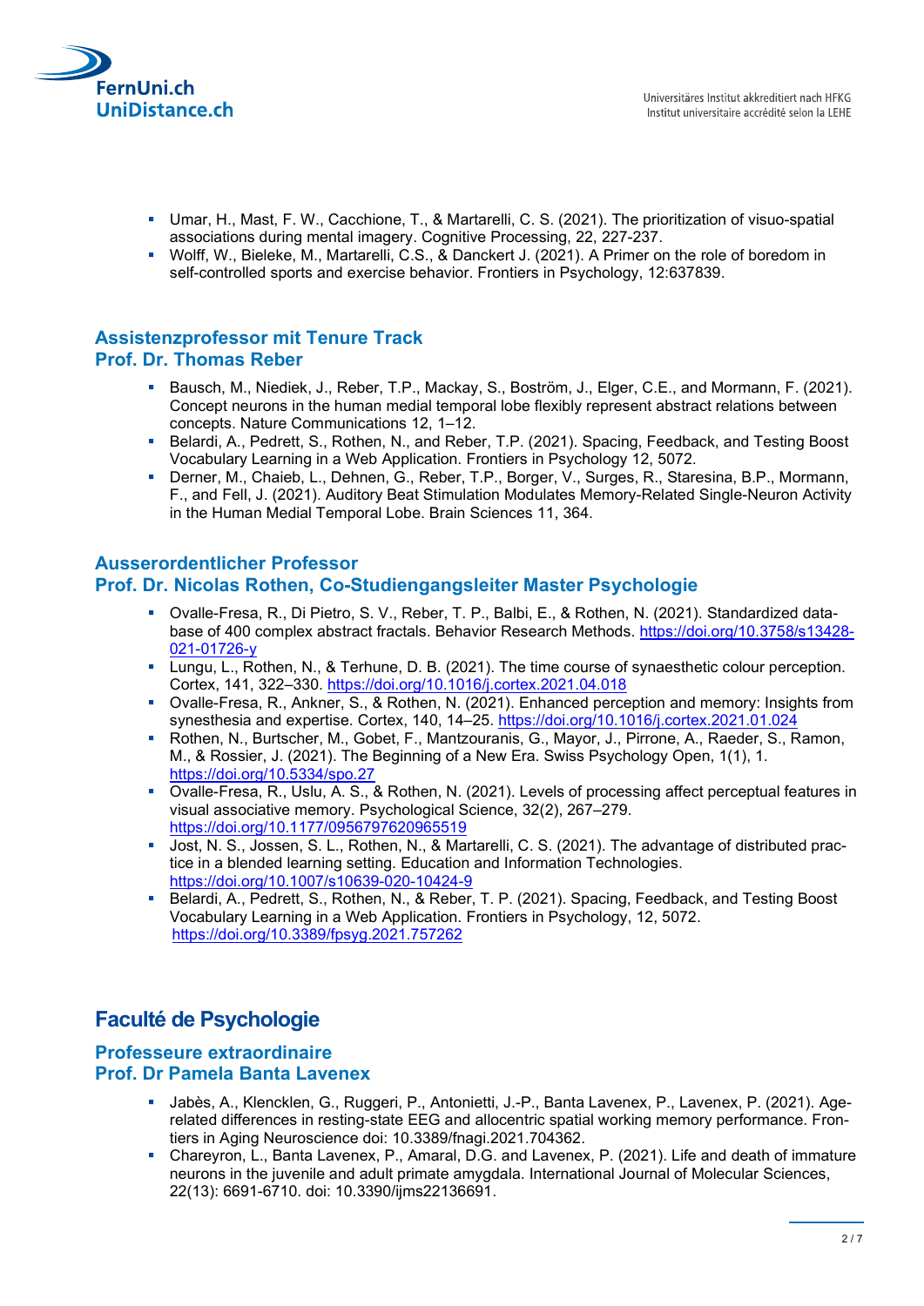- Umar, H., Mast, F. W., Cacchione, T., & Martarelli, C. S. (2021). The prioritization of visuo-spatial associations during mental imagery. Cognitive Processing, 22, 227-237.
- Wolff, W., Bieleke, M., Martarelli, C.S., & Danckert J. (2021). A Primer on the role of boredom in self-controlled sports and exercise behavior. Frontiers in Psychology, 12:637839.

### Assistenzprofessor mit Tenure Track
### Prof. Dr. Thomas Reber

- Bausch, M., Niediek, J., Reber, T.P., Mackay, S., Boström, J., Elger, C.E., and Mormann, F. (2021). Concept neurons in the human medial temporal lobe flexibly represent abstract relations between concepts. Nature Communications 12, 1–12.
- Belardi, A., Pedrett, S., Rothen, N., and Reber, T.P. (2021). Spacing, Feedback, and Testing Boost Vocabulary Learning in a Web Application. Frontiers in Psychology 12, 5072.
- Derner, M., Chaieb, L., Dehnen, G., Reber, T.P., Borger, V., Surges, R., Staresina, B.P., Mormann, F., and Fell, J. (2021). Auditory Beat Stimulation Modulates Memory-Related Single-Neuron Activity in the Human Medial Temporal Lobe. Brain Sciences 11, 364.

### Ausserordentlicher Professor
### Prof. Dr. Nicolas Rothen, Co-Studiengangsleiter Master Psychologie

- Ovalle-Fresa, R., Di Pietro, S. V., Reber, T. P., Balbi, E., & Rothen, N. (2021). Standardized database of 400 complex abstract fractals. Behavior Research Methods. https://doi.org/10.3758/s13428-021-01726-y
- Lungu, L., Rothen, N., & Terhune, D. B. (2021). The time course of synaesthetic colour perception. Cortex, 141, 322–330. https://doi.org/10.1016/j.cortex.2021.04.018
- Ovalle-Fresa, R., Ankner, S., & Rothen, N. (2021). Enhanced perception and memory: Insights from synesthesia and expertise. Cortex, 140, 14–25. https://doi.org/10.1016/j.cortex.2021.01.024
- Rothen, N., Burtscher, M., Gobet, F., Mantzouranis, G., Mayor, J., Pirrone, A., Raeder, S., Ramon, M., & Rossier, J. (2021). The Beginning of a New Era. Swiss Psychology Open, 1(1), 1. https://doi.org/10.5334/spo.27
- Ovalle-Fresa, R., Uslu, A. S., & Rothen, N. (2021). Levels of processing affect perceptual features in visual associative memory. Psychological Science, 32(2), 267–279. https://doi.org/10.1177/0956797620965519
- Jost, N. S., Jossen, S. L., Rothen, N., & Martarelli, C. S. (2021). The advantage of distributed practice in a blended learning setting. Education and Information Technologies. https://doi.org/10.1007/s10639-020-10424-9
- Belardi, A., Pedrett, S., Rothen, N., & Reber, T. P. (2021). Spacing, Feedback, and Testing Boost Vocabulary Learning in a Web Application. Frontiers in Psychology, 12, 5072. https://doi.org/10.3389/fpsyg.2021.757262

## Faculté de Psychologie

### Professeure extraordinaire
### Prof. Dr Pamela Banta Lavenex

- Jabès, A., Klencklen, G., Ruggeri, P., Antonietti, J.-P., Banta Lavenex, P., Lavenex, P. (2021). Age-related differences in resting-state EEG and allocentric spatial working memory performance. Frontiers in Aging Neuroscience doi: 10.3389/fnagi.2021.704362.
- Chareyron, L., Banta Lavenex, P., Amaral, D.G. and Lavenex, P. (2021). Life and death of immature neurons in the juvenile and adult primate amygdala. International Journal of Molecular Sciences, 22(13): 6691-6710. doi: 10.3390/ijms22136691.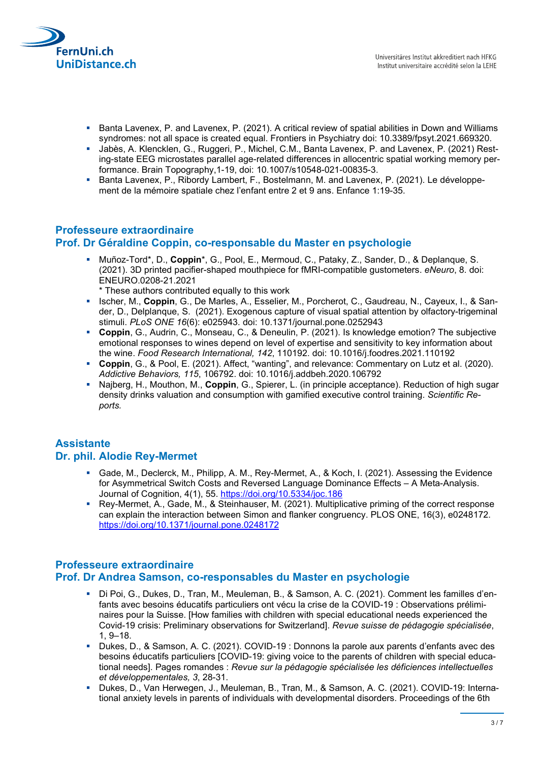- Banta Lavenex, P. and Lavenex, P. (2021). A critical review of spatial abilities in Down and Williams syndromes: not all space is created equal. Frontiers in Psychiatry doi: 10.3389/fpsyt.2021.669320.
- Jabès, A. Klencklen, G., Ruggeri, P., Michel, C.M., Banta Lavenex, P. and Lavenex, P. (2021) Resting-state EEG microstates parallel age-related differences in allocentric spatial working memory performance. Brain Topography,1-19, doi: 10.1007/s10548-021-00835-3.
- Banta Lavenex, P., Ribordy Lambert, F., Bostelmann, M. and Lavenex, P. (2021). Le développement de la mémoire spatiale chez l'enfant entre 2 et 9 ans. Enfance 1:19-35.

## Professeure extraordinaire
## Prof. Dr Géraldine Coppin, co-responsable du Master en psychologie

- Muñoz-Tord*, D., **Coppin***, G., Pool, E., Mermoud, C., Pataky, Z., Sander, D., & Deplanque, S. (2021). 3D printed pacifier-shaped mouthpiece for fMRI-compatible gustometers. *eNeuro*, 8. doi: ENEURO.0208-21.2021
  * These authors contributed equally to this work
- Ischer, M., **Coppin**, G., De Marles, A., Esselier, M., Porcherot, C., Gaudreau, N., Cayeux, I., & Sander, D., Delplanque, S. (2021). Exogenous capture of visual spatial attention by olfactory-trigeminal stimuli. *PLoS ONE 16*(6): e025943. doi: 10.1371/journal.pone.0252943
- **Coppin**, G., Audrin, C., Monseau, C., & Deneulin, P. (2021). Is knowledge emotion? The subjective emotional responses to wines depend on level of expertise and sensitivity to key information about the wine. *Food Research International, 142*, 110192. doi: 10.1016/j.foodres.2021.110192
- **Coppin**, G., & Pool, E. (2021). Affect, "wanting", and relevance: Commentary on Lutz et al. (2020). *Addictive Behaviors, 115*, 106792. doi: 10.1016/j.addbeh.2020.106792
- Najberg, H., Mouthon, M., **Coppin**, G., Spierer, L. (in principle acceptance). Reduction of high sugar density drinks valuation and consumption with gamified executive control training. *Scientific Reports.*

## Assistante
## Dr. phil. Alodie Rey-Mermet

- Gade, M., Declerck, M., Philipp, A. M., Rey-Mermet, A., & Koch, I. (2021). Assessing the Evidence for Asymmetrical Switch Costs and Reversed Language Dominance Effects – A Meta-Analysis. Journal of Cognition, 4(1), 55. https://doi.org/10.5334/joc.186
- Rey-Mermet, A., Gade, M., & Steinhauser, M. (2021). Multiplicative priming of the correct response can explain the interaction between Simon and flanker congruency. PLOS ONE, 16(3), e0248172. https://doi.org/10.1371/journal.pone.0248172

## Professeure extraordinaire
## Prof. Dr Andrea Samson, co-responsables du Master en psychologie

- Di Poi, G., Dukes, D., Tran, M., Meuleman, B., & Samson, A. C. (2021). Comment les familles d'enfants avec besoins éducatifs particuliers ont vécu la crise de la COVID-19 : Observations préliminaires pour la Suisse. [How families with children with special educational needs experienced the Covid-19 crisis: Preliminary observations for Switzerland]. *Revue suisse de pédagogie spécialisée*, 1, 9–18.
- Dukes, D., & Samson, A. C. (2021). COVID-19 : Donnons la parole aux parents d'enfants avec des besoins éducatifs particuliers [COVID-19: giving voice to the parents of children with special educational needs]. Pages romandes : *Revue sur la pédagogie spécialisée les déficiences intellectuelles et développementales, 3*, 28-31.
- Dukes, D., Van Herwegen, J., Meuleman, B., Tran, M., & Samson, A. C. (2021). COVID-19: International anxiety levels in parents of individuals with developmental disorders. Proceedings of the 6th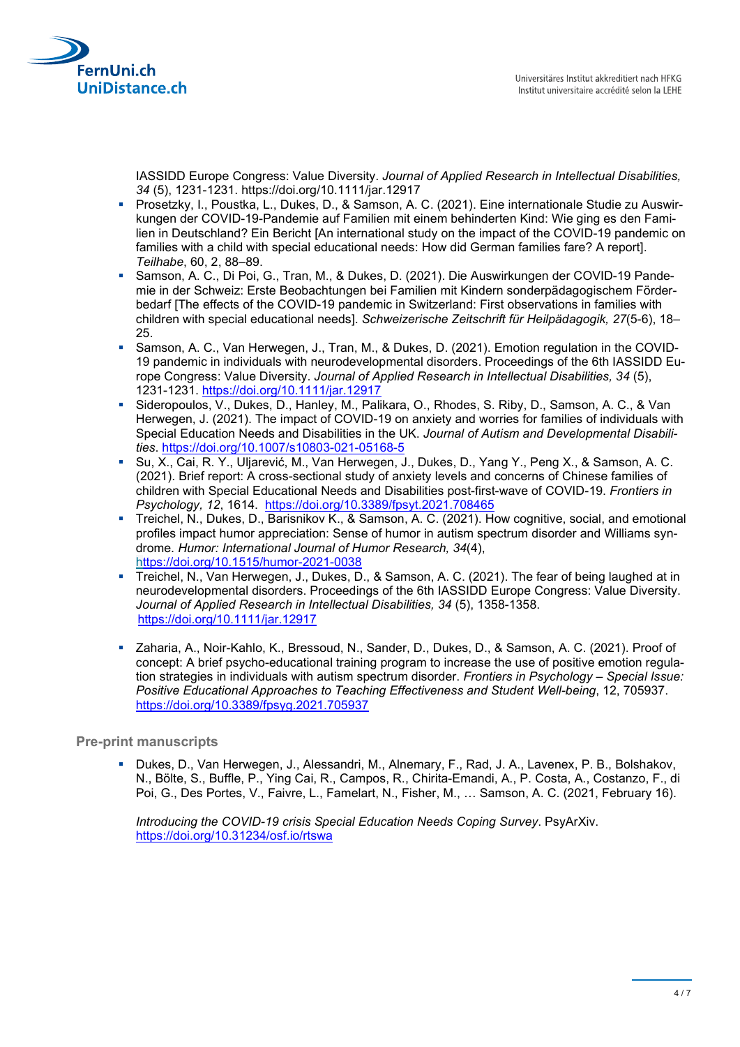IASSIDD Europe Congress: Value Diversity. *Journal of Applied Research in Intellectual Disabilities, 34* (5), 1231-1231. https://doi.org/10.1111/jar.12917

- Prosetzky, I., Poustka, L., Dukes, D., & Samson, A. C. (2021). Eine internationale Studie zu Auswirkungen der COVID-19-Pandemie auf Familien mit einem behinderten Kind: Wie ging es den Familien in Deutschland? Ein Bericht [An international study on the impact of the COVID-19 pandemic on families with a child with special educational needs: How did German families fare? A report]. *Teilhabe*, 60, 2, 88–89.
- Samson, A. C., Di Poi, G., Tran, M., & Dukes, D. (2021). Die Auswirkungen der COVID-19 Pandemie in der Schweiz: Erste Beobachtungen bei Familien mit Kindern sonderpädagogischem Förderbedarf [The effects of the COVID-19 pandemic in Switzerland: First observations in families with children with special educational needs]. *Schweizerische Zeitschrift für Heilpädagogik, 27*(5-6), 18–25.
- Samson, A. C., Van Herwegen, J., Tran, M., & Dukes, D. (2021). Emotion regulation in the COVID-19 pandemic in individuals with neurodevelopmental disorders. Proceedings of the 6th IASSIDD Europe Congress: Value Diversity. *Journal of Applied Research in Intellectual Disabilities, 34* (5), 1231-1231. https://doi.org/10.1111/jar.12917
- Sideropoulos, V., Dukes, D., Hanley, M., Palikara, O., Rhodes, S. Riby, D., Samson, A. C., & Van Herwegen, J. (2021). The impact of COVID-19 on anxiety and worries for families of individuals with Special Education Needs and Disabilities in the UK. *Journal of Autism and Developmental Disabilities*. https://doi.org/10.1007/s10803-021-05168-5
- Su, X., Cai, R. Y., Uljarević, M., Van Herwegen, J., Dukes, D., Yang Y., Peng X., & Samson, A. C. (2021). Brief report: A cross-sectional study of anxiety levels and concerns of Chinese families of children with Special Educational Needs and Disabilities post-first-wave of COVID-19. *Frontiers in Psychology, 12*, 1614. https://doi.org/10.3389/fpsyt.2021.708465
- Treichel, N., Dukes, D., Barisnikov K., & Samson, A. C. (2021). How cognitive, social, and emotional profiles impact humor appreciation: Sense of humor in autism spectrum disorder and Williams syndrome. *Humor: International Journal of Humor Research, 34*(4), https://doi.org/10.1515/humor-2021-0038
- Treichel, N., Van Herwegen, J., Dukes, D., & Samson, A. C. (2021). The fear of being laughed at in neurodevelopmental disorders. Proceedings of the 6th IASSIDD Europe Congress: Value Diversity. *Journal of Applied Research in Intellectual Disabilities, 34* (5), 1358-1358. https://doi.org/10.1111/jar.12917
- Zaharia, A., Noir-Kahlo, K., Bressoud, N., Sander, D., Dukes, D., & Samson, A. C. (2021). Proof of concept: A brief psycho-educational training program to increase the use of positive emotion regulation strategies in individuals with autism spectrum disorder. *Frontiers in Psychology – Special Issue: Positive Educational Approaches to Teaching Effectiveness and Student Well-being*, 12, 705937. https://doi.org/10.3389/fpsyg.2021.705937

### Pre-print manuscripts

- Dukes, D., Van Herwegen, J., Alessandri, M., Alnemary, F., Rad, J. A., Lavenex, P. B., Bolshakov, N., Bölte, S., Buffle, P., Ying Cai, R., Campos, R., Chirita-Emandi, A., P. Costa, A., Costanzo, F., di Poi, G., Des Portes, V., Faivre, L., Famelart, N., Fisher, M., … Samson, A. C. (2021, February 16).

  *Introducing the COVID-19 crisis Special Education Needs Coping Survey*. PsyArXiv. https://doi.org/10.31234/osf.io/rtswa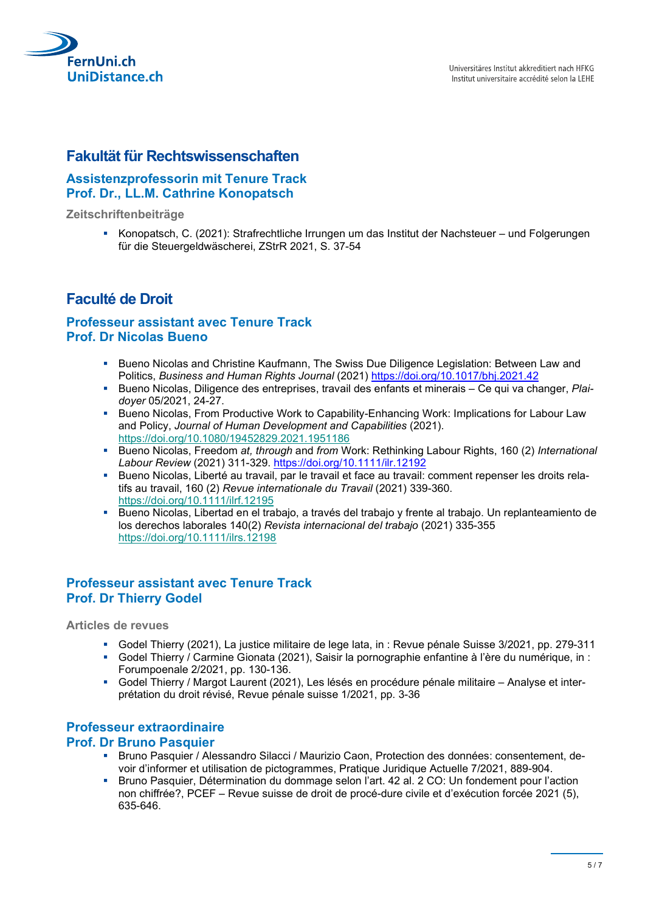## Fakultät für Rechtswissenschaften

### Assistenzprofessorin mit Tenure Track
### Prof. Dr., LL.M. Cathrine Konopatsch

#### Zeitschriftenbeiträge

- Konopatsch, C. (2021): Strafrechtliche Irrungen um das Institut der Nachsteuer – und Folgerungen für die Steuergeldwäscherei, ZStrR 2021, S. 37-54

## Faculté de Droit

### Professeur assistant avec Tenure Track
### Prof. Dr Nicolas Bueno

- Bueno Nicolas and Christine Kaufmann, The Swiss Due Diligence Legislation: Between Law and Politics, *Business and Human Rights Journal* (2021) https://doi.org/10.1017/bhj.2021.42
- Bueno Nicolas, Diligence des entreprises, travail des enfants et minerais – Ce qui va changer, *Plaidoyer* 05/2021, 24-27.
- Bueno Nicolas, From Productive Work to Capability-Enhancing Work: Implications for Labour Law and Policy, *Journal of Human Development and Capabilities* (2021). https://doi.org/10.1080/19452829.2021.1951186
- Bueno Nicolas, Freedom *at, through* and *from* Work: Rethinking Labour Rights, 160 (2) *International Labour Review* (2021) 311-329. https://doi.org/10.1111/ilr.12192
- Bueno Nicolas, Liberté au travail, par le travail et face au travail: comment repenser les droits relatifs au travail, 160 (2) *Revue internationale du Travail* (2021) 339-360. https://doi.org/10.1111/ilrf.12195
- Bueno Nicolas, Libertad en el trabajo, a través del trabajo y frente al trabajo. Un replanteamiento de los derechos laborales 140(2) *Revista internacional del trabajo* (2021) 335-355 https://doi.org/10.1111/ilrs.12198

### Professeur assistant avec Tenure Track
### Prof. Dr Thierry Godel

#### Articles de revues

- Godel Thierry (2021), La justice militaire de lege lata, in : Revue pénale Suisse 3/2021, pp. 279-311
- Godel Thierry / Carmine Gionata (2021), Saisir la pornographie enfantine à l'ère du numérique, in : Forumpoenale 2/2021, pp. 130-136.
- Godel Thierry / Margot Laurent (2021), Les lésés en procédure pénale militaire – Analyse et interprétation du droit révisé, Revue pénale suisse 1/2021, pp. 3-36

### Professeur extraordinaire
### Prof. Dr Bruno Pasquier

- Bruno Pasquier / Alessandro Silacci / Maurizio Caon, Protection des données: consentement, devoir d'informer et utilisation de pictogrammes, Pratique Juridique Actuelle 7/2021, 889-904.
- Bruno Pasquier, Détermination du dommage selon l'art. 42 al. 2 CO: Un fondement pour l'action non chiffrée?, PCEF – Revue suisse de droit de procé-dure civile et d'exécution forcée 2021 (5), 635-646.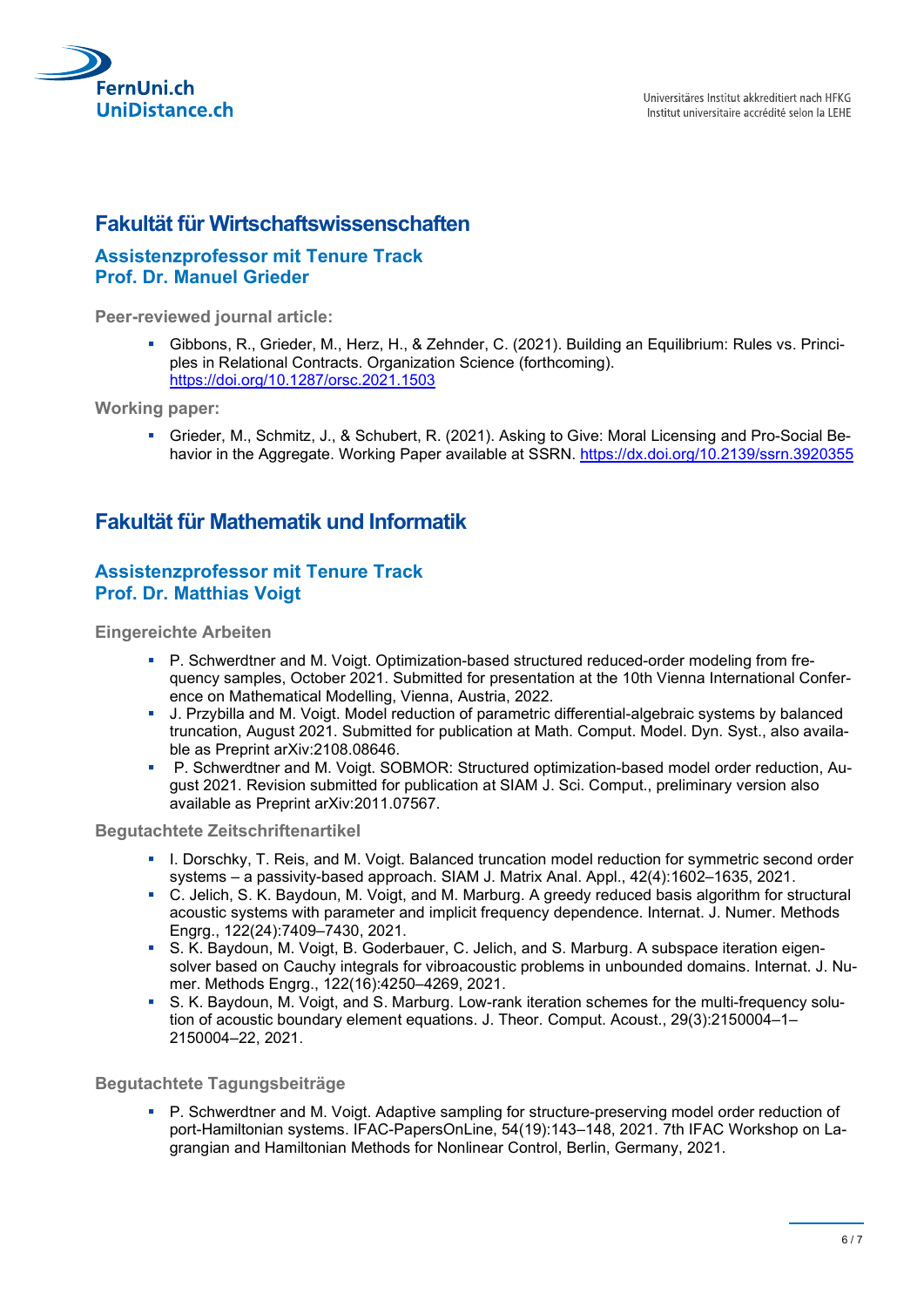## Fakultät für Wirtschaftswissenschaften

### Assistenzprofessor mit Tenure Track
### Prof. Dr. Manuel Grieder

**Peer-reviewed journal article:**

- Gibbons, R., Grieder, M., Herz, H., & Zehnder, C. (2021). Building an Equilibrium: Rules vs. Principles in Relational Contracts. Organization Science (forthcoming). https://doi.org/10.1287/orsc.2021.1503

**Working paper:**

- Grieder, M., Schmitz, J., & Schubert, R. (2021). Asking to Give: Moral Licensing and Pro-Social Behavior in the Aggregate. Working Paper available at SSRN. https://dx.doi.org/10.2139/ssrn.3920355

## Fakultät für Mathematik und Informatik

### Assistenzprofessor mit Tenure Track
### Prof. Dr. Matthias Voigt

**Eingereichte Arbeiten**

- P. Schwerdtner and M. Voigt. Optimization-based structured reduced-order modeling from frequency samples, October 2021. Submitted for presentation at the 10th Vienna International Conference on Mathematical Modelling, Vienna, Austria, 2022.
- J. Przybilla and M. Voigt. Model reduction of parametric differential-algebraic systems by balanced truncation, August 2021. Submitted for publication at Math. Comput. Model. Dyn. Syst., also available as Preprint arXiv:2108.08646.
- P. Schwerdtner and M. Voigt. SOBMOR: Structured optimization-based model order reduction, August 2021. Revision submitted for publication at SIAM J. Sci. Comput., preliminary version also available as Preprint arXiv:2011.07567.

**Begutachtete Zeitschriftenartikel**

- I. Dorschky, T. Reis, and M. Voigt. Balanced truncation model reduction for symmetric second order systems – a passivity-based approach. SIAM J. Matrix Anal. Appl., 42(4):1602–1635, 2021.
- C. Jelich, S. K. Baydoun, M. Voigt, and M. Marburg. A greedy reduced basis algorithm for structural acoustic systems with parameter and implicit frequency dependence. Internat. J. Numer. Methods Engrg., 122(24):7409–7430, 2021.
- S. K. Baydoun, M. Voigt, B. Goderbauer, C. Jelich, and S. Marburg. A subspace iteration eigensolver based on Cauchy integrals for vibroacoustic problems in unbounded domains. Internat. J. Numer. Methods Engrg., 122(16):4250–4269, 2021.
- S. K. Baydoun, M. Voigt, and S. Marburg. Low-rank iteration schemes for the multi-frequency solution of acoustic boundary element equations. J. Theor. Comput. Acoust., 29(3):2150004–1–2150004–22, 2021.

**Begutachtete Tagungsbeiträge**

- P. Schwerdtner and M. Voigt. Adaptive sampling for structure-preserving model order reduction of port-Hamiltonian systems. IFAC-PapersOnLine, 54(19):143–148, 2021. 7th IFAC Workshop on Lagrangian and Hamiltonian Methods for Nonlinear Control, Berlin, Germany, 2021.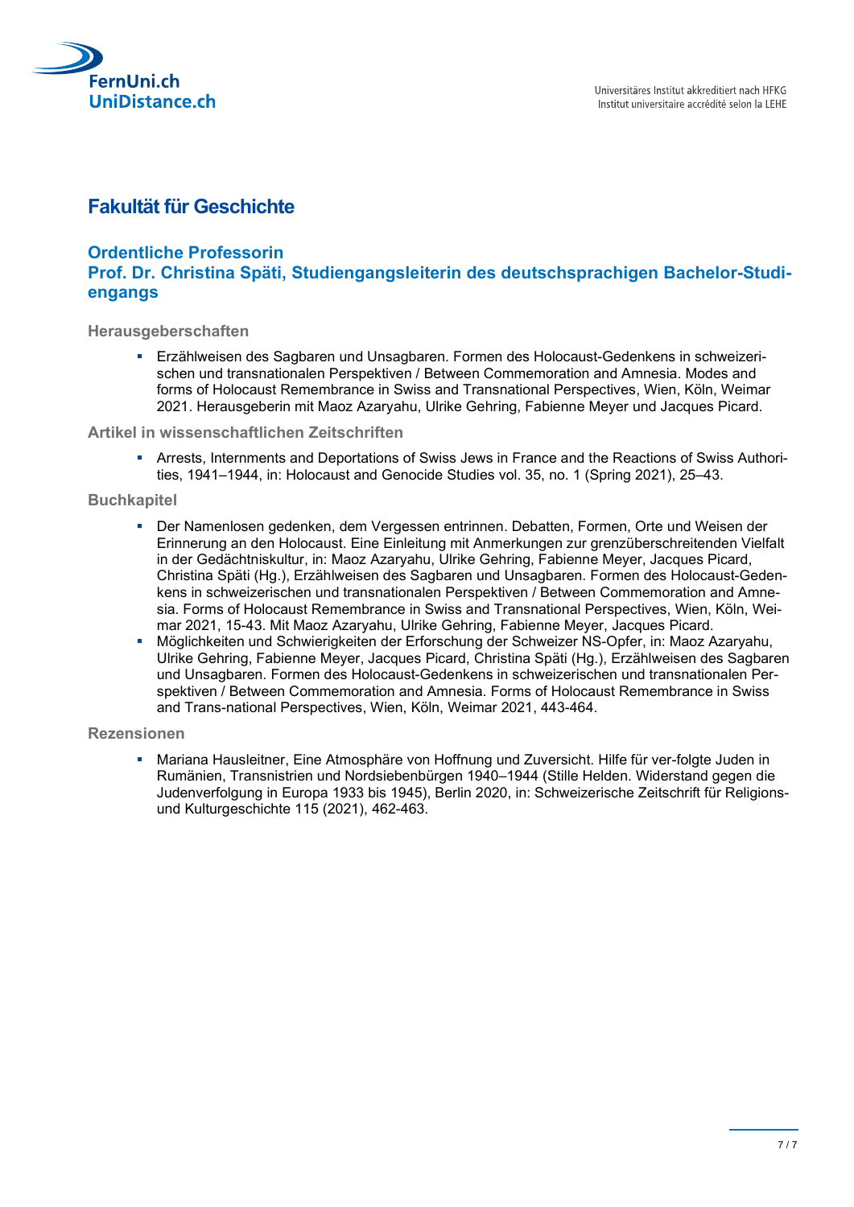## Fakultät für Geschichte

### Ordentliche Professorin
### Prof. Dr. Christina Späti, Studiengangsleiterin des deutschsprachigen Bachelor-Studiengangs

#### Herausgeberschaften

- Erzählweisen des Sagbaren und Unsagbaren. Formen des Holocaust-Gedenkens in schweizerischen und transnationalen Perspektiven / Between Commemoration and Amnesia. Modes and forms of Holocaust Remembrance in Swiss and Transnational Perspectives, Wien, Köln, Weimar 2021. Herausgeberin mit Maoz Azaryahu, Ulrike Gehring, Fabienne Meyer und Jacques Picard.

#### Artikel in wissenschaftlichen Zeitschriften

- Arrests, Internments and Deportations of Swiss Jews in France and the Reactions of Swiss Authorities, 1941–1944, in: Holocaust and Genocide Studies vol. 35, no. 1 (Spring 2021), 25–43.

#### Buchkapitel

- Der Namenlosen gedenken, dem Vergessen entrinnen. Debatten, Formen, Orte und Weisen der Erinnerung an den Holocaust. Eine Einleitung mit Anmerkungen zur grenzüberschreitenden Vielfalt in der Gedächtniskultur, in: Maoz Azaryahu, Ulrike Gehring, Fabienne Meyer, Jacques Picard, Christina Späti (Hg.), Erzählweisen des Sagbaren und Unsagbaren. Formen des Holocaust-Gedenkens in schweizerischen und transnationalen Perspektiven / Between Commemoration and Amnesia. Forms of Holocaust Remembrance in Swiss and Transnational Perspectives, Wien, Köln, Weimar 2021, 15-43. Mit Maoz Azaryahu, Ulrike Gehring, Fabienne Meyer, Jacques Picard.
- Möglichkeiten und Schwierigkeiten der Erforschung der Schweizer NS-Opfer, in: Maoz Azaryahu, Ulrike Gehring, Fabienne Meyer, Jacques Picard, Christina Späti (Hg.), Erzählweisen des Sagbaren und Unsagbaren. Formen des Holocaust-Gedenkens in schweizerischen und transnationalen Perspektiven / Between Commemoration and Amnesia. Forms of Holocaust Remembrance in Swiss and Trans-national Perspectives, Wien, Köln, Weimar 2021, 443-464.

#### Rezensionen

- Mariana Hausleitner, Eine Atmosphäre von Hoffnung und Zuversicht. Hilfe für ver-folgte Juden in Rumänien, Transnistrien und Nordsiebenbürgen 1940–1944 (Stille Helden. Widerstand gegen die Judenverfolgung in Europa 1933 bis 1945), Berlin 2020, in: Schweizerische Zeitschrift für Religions- und Kulturgeschichte 115 (2021), 462-463.